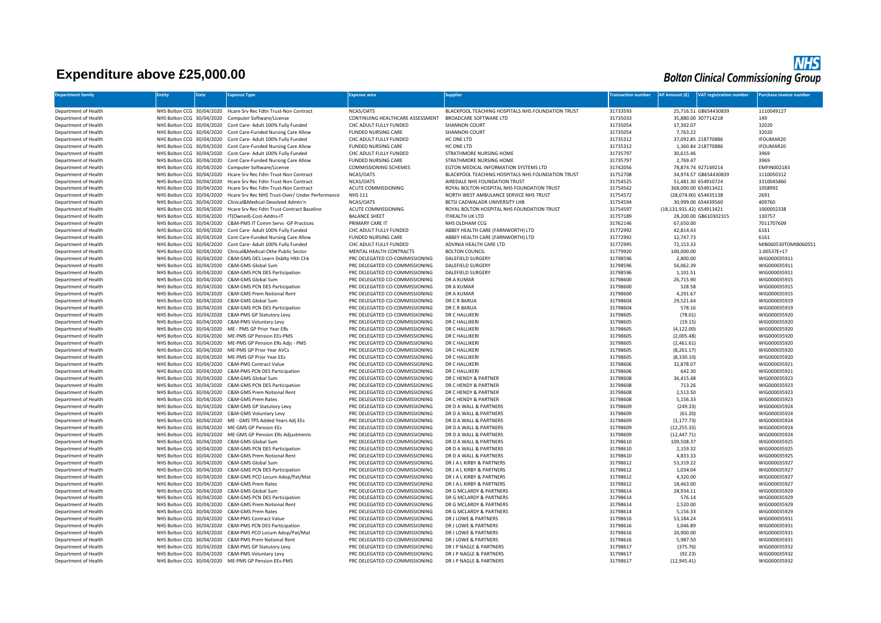# Expenditure above £25,000.00

**NHS Bolton Clinical Commissioning Group**

| Department family | Entity | Date | Expense Type | Expense area | Supplier | Transaction number | AP Amount (£) | VAT registration number | Purchase invoice number |
|---|---|---|---|---|---|---|---|---|---|
| Department of Health | NHS Bolton CCG | 30/04/2020 | Hcare Srv Rec Fdtn Trust-Non Contract | NCAS/OATS | BLACKPOOL TEACHING HOSPITALS NHS FOUNDATION TRUST | 31733593 | 25,716.51 | GB654430839 | 1110049127 |
| Department of Health | NHS Bolton CCG | 30/04/2020 | Computer Software/License | CONTINUING HEALTHCARE ASSESSMENT | BROADCARE SOFTWARE LTD | 31735033 | 35,880.00 | 307714218 | 149 |
| Department of Health | NHS Bolton CCG | 30/04/2020 | Cont Care- Adult 100% Fully Funded | CHC ADULT FULLY FUNDED | SHANNON COURT | 31735054 | 17,392.07 | | 32020 |
| Department of Health | NHS Bolton CCG | 30/04/2020 | Cont Care-Funded Nursing Care Allow | FUNDED NURSING CARE | SHANNON COURT | 31735054 | 7,763.22 | | 32020 |
| Department of Health | NHS Bolton CCG | 30/04/2020 | Cont Care- Adult 100% Fully Funded | CHC ADULT FULLY FUNDED | HC ONE LTD | 31735312 | 37,092.85 | 218770886 | IFOUMAR20 |
| Department of Health | NHS Bolton CCG | 30/04/2020 | Cont Care-Funded Nursing Care Allow | FUNDED NURSING CARE | HC ONE LTD | 31735312 | 1,360.84 | 218770886 | IFOUMAR20 |
| Department of Health | NHS Bolton CCG | 30/04/2020 | Cont Care- Adult 100% Fully Funded | CHC ADULT FULLY FUNDED | STRATHMORE NURSING HOME | 31735797 | 30,615.46 | | 3969 |
| Department of Health | NHS Bolton CCG | 30/04/2020 | Cont Care-Funded Nursing Care Allow | FUNDED NURSING CARE | STRATHMORE NURSING HOME | 31735797 | 2,769.47 | | 3969 |
| Department of Health | NHS Bolton CCG | 30/04/2020 | Computer Software/License | COMMISSIONING SCHEMES | EGTON MEDICAL INFORMATION SYSTEMS LTD | 31742056 | 78,874.74 | 927149214 | EMFIN002183 |
| Department of Health | NHS Bolton CCG | 30/04/2020 | Hcare Srv Rec Fdtn Trust-Non Contract | NCAS/OATS | BLACKPOOL TEACHING HOSPITALS NHS FOUNDATION TRUST | 31752708 | 34,974.57 | GB654430839 | 1110050312 |
| Department of Health | NHS Bolton CCG | 30/04/2020 | Hcare Srv Rec Fdtn Trust-Non Contract | NCAS/OATS | AIREDALE NHS FOUNDATION TRUST | 31754525 | 51,481.30 | 654910724 | 3310045860 |
| Department of Health | NHS Bolton CCG | 30/04/2020 | Hcare Srv Rec Fdtn Trust-Non Contract | ACUTE COMMISSIONING | ROYAL BOLTON HOSPITAL NHS FOUNDATION TRUST | 31754562 | 368,000.00 | 654913421 | 1058992 |
| Department of Health | NHS Bolton CCG | 30/04/2020 | Hcare Srv Rec NHS Trust-Over/ Under Performance | NHS 111 | NORTH WEST AMBULANCE SERVICE NHS TRUST | 31754572 | (28,074.00) | 654435138 | 2691 |
| Department of Health | NHS Bolton CCG | 30/04/2020 | Clinical&Medical-Devolved Admin'n | NCAS/OATS | BETSI CADWALADR UNIVERSITY LHB | 31754594 | 30,999.00 | 654439560 | 409760 |
| Department of Health | NHS Bolton CCG | 30/04/2020 | Hcare Srv Rec Fdtn Trust-Contract Baseline | ACUTE COMMISSIONING | ROYAL BOLTON HOSPITAL NHS FOUNDATION TRUST | 31754597 | (18,131,931.42) | 654913421 | 1000002338 |
| Department of Health | NHS Bolton CCG | 30/04/2020 | IT(Owned)-Cost-Addns-IT | BALANCE SHEET | ITHEALTH UK LTD | 31757189 | 28,200.00 | GB610302315 | 130757 |
| Department of Health | NHS Bolton CCG | 30/04/2020 | C&M-PMS IT Comm Servs -GP Practices | PRIMARY CARE IT | NHS OLDHAM CCG | 31762146 | 67,650.00 | | 7011707609 |
| Department of Health | NHS Bolton CCG | 30/04/2020 | Cont Care- Adult 100% Fully Funded | CHC ADULT FULLY FUNDED | ABBEY HEALTH CARE (FARNWORTH) LTD | 31772992 | 42,814.43 | | 6161 |
| Department of Health | NHS Bolton CCG | 30/04/2020 | Cont Care-Funded Nursing Care Allow | FUNDED NURSING CARE | ABBEY HEALTH CARE (FARNWORTH) LTD | 31772992 | 12,747.73 | | 6161 |
| Department of Health | NHS Bolton CCG | 30/04/2020 | Cont Care- Adult 100% Fully Funded | CHC ADULT FULLY FUNDED | ADVINIA HEALTH CARE LTD | 31772995 | 72,153.33 | | MIB060530TOMIB060551 |
| Department of Health | NHS Bolton CCG | 30/04/2020 | Clinical&Medical-Othe Public Sector | MENTAL HEALTH CONTRACTS | BOLTON COUNCIL | 31779920 | 100,000.00 | | 1.00537E+17 |
| Department of Health | NHS Bolton CCG | 30/04/2020 | C&M-GMS DES Learn Dsblty Hlth Chk | PRC DELEGATED CO-COMMISSIONING | DALEFIELD SURGERY | 31798596 | 2,800.00 | | WIG000035911 |
| Department of Health | NHS Bolton CCG | 30/04/2020 | C&M-GMS Global Sum | PRC DELEGATED CO-COMMISSIONING | DALEFIELD SURGERY | 31798596 | 56,062.39 | | WIG000035911 |
| Department of Health | NHS Bolton CCG | 30/04/2020 | C&M-GMS PCN DES Participation | PRC DELEGATED CO-COMMISSIONING | DALEFIELD SURGERY | 31798596 | 1,101.51 | | WIG000035911 |
| Department of Health | NHS Bolton CCG | 30/04/2020 | C&M-GMS Global Sum | PRC DELEGATED CO-COMMISSIONING | DR A KUMAR | 31798600 | 26,715.90 | | WIG000035915 |
| Department of Health | NHS Bolton CCG | 30/04/2020 | C&M-GMS PCN DES Participation | PRC DELEGATED CO-COMMISSIONING | DR A KUMAR | 31798600 | 528.58 | | WIG000035915 |
| Department of Health | NHS Bolton CCG | 30/04/2020 | C&M-GMS Prem Notional Rent | PRC DELEGATED CO-COMMISSIONING | DR A KUMAR | 31798600 | 4,291.67 | | WIG000035915 |
| Department of Health | NHS Bolton CCG | 30/04/2020 | C&M-GMS Global Sum | PRC DELEGATED CO-COMMISSIONING | DR C R BARUA | 31798604 | 29,521.64 | | WIG000035919 |
| Department of Health | NHS Bolton CCG | 30/04/2020 | C&M-GMS PCN DES Participation | PRC DELEGATED CO-COMMISSIONING | DR C R BARUA | 31798604 | 578.16 | | WIG000035919 |
| Department of Health | NHS Bolton CCG | 30/04/2020 | C&M-PMS GP Statutory Levy | PRC DELEGATED CO-COMMISSIONING | DR C HALLIKERI | 31798605 | (78.01) | | WIG000035920 |
| Department of Health | NHS Bolton CCG | 30/04/2020 | C&M-PMS Voluntary Levy | PRC DELEGATED CO-COMMISSIONING | DR C HALLIKERI | 31798605 | (19.15) | | WIG000035920 |
| Department of Health | NHS Bolton CCG | 30/04/2020 | ME - PMS GP Prior Year ERs | PRC DELEGATED CO-COMMISSIONING | DR C HALLIKERI | 31798605 | (4,122.00) | | WIG000035920 |
| Department of Health | NHS Bolton CCG | 30/04/2020 | ME-PMS GP Pension EEs-PMS | PRC DELEGATED CO-COMMISSIONING | DR C HALLIKERI | 31798605 | (2,005.48) | | WIG000035920 |
| Department of Health | NHS Bolton CCG | 30/04/2020 | ME-PMS GP Pension ERs Adjs - PMS | PRC DELEGATED CO-COMMISSIONING | DR C HALLIKERI | 31798605 | (2,461.61) | | WIG000035920 |
| Department of Health | NHS Bolton CCG | 30/04/2020 | ME-PMS GP Prior Year AVCs | PRC DELEGATED CO-COMMISSIONING | DR C HALLIKERI | 31798605 | (8,261.17) | | WIG000035920 |
| Department of Health | NHS Bolton CCG | 30/04/2020 | ME-PMS GP Prior Year EEs | PRC DELEGATED CO-COMMISSIONING | DR C HALLIKERI | 31798605 | (8,330.10) | | WIG000035920 |
| Department of Health | NHS Bolton CCG | 30/04/2020 | C&M-PMS Contract Value | PRC DELEGATED CO-COMMISSIONING | DR C HALLIKERI | 31798606 | 32,878.07 | | WIG000035921 |
| Department of Health | NHS Bolton CCG | 30/04/2020 | C&M-PMS PCN DES Participation | PRC DELEGATED CO-COMMISSIONING | DR C HALLIKERI | 31798606 | 642.30 | | WIG000035921 |
| Department of Health | NHS Bolton CCG | 30/04/2020 | C&M-GMS Global Sum | PRC DELEGATED CO-COMMISSIONING | DR C HENDY & PARTNER | 31798608 | 36,415.48 | | WIG000035923 |
| Department of Health | NHS Bolton CCG | 30/04/2020 | C&M-GMS PCN DES Participation | PRC DELEGATED CO-COMMISSIONING | DR C HENDY & PARTNER | 31798608 | 713.26 | | WIG000035923 |
| Department of Health | NHS Bolton CCG | 30/04/2020 | C&M-GMS Prem Notional Rent | PRC DELEGATED CO-COMMISSIONING | DR C HENDY & PARTNER | 31798608 | 2,513.50 | | WIG000035923 |
| Department of Health | NHS Bolton CCG | 30/04/2020 | C&M-GMS Prem Rates | PRC DELEGATED CO-COMMISSIONING | DR C HENDY & PARTNER | 31798608 | 5,156.33 | | WIG000035923 |
| Department of Health | NHS Bolton CCG | 30/04/2020 | C&M-GMS GP Statutory Levy | PRC DELEGATED CO-COMMISSIONING | DR D A WALL & PARTNERS | 31798609 | (249.33) | | WIG000035924 |
| Department of Health | NHS Bolton CCG | 30/04/2020 | C&M-GMS Voluntary Levy | PRC DELEGATED CO-COMMISSIONING | DR D A WALL & PARTNERS | 31798609 | (61.20) | | WIG000035924 |
| Department of Health | NHS Bolton CCG | 30/04/2020 | ME - GMS TPS Added Years Adj EEs | PRC DELEGATED CO-COMMISSIONING | DR D A WALL & PARTNERS | 31798609 | (1,177.73) | | WIG000035924 |
| Department of Health | NHS Bolton CCG | 30/04/2020 | ME-GMS GP Pension EEs | PRC DELEGATED CO-COMMISSIONING | DR D A WALL & PARTNERS | 31798609 | (12,255.33) | | WIG000035924 |
| Department of Health | NHS Bolton CCG | 30/04/2020 | ME-GMS GP Pension ERs Adjustments | PRC DELEGATED CO-COMMISSIONING | DR D A WALL & PARTNERS | 31798609 | (12,447.71) | | WIG000035924 |
| Department of Health | NHS Bolton CCG | 30/04/2020 | C&M-GMS Global Sum | PRC DELEGATED CO-COMMISSIONING | DR D A WALL & PARTNERS | 31798610 | 109,508.37 | | WIG000035925 |
| Department of Health | NHS Bolton CCG | 30/04/2020 | C&M-GMS PCN DES Participation | PRC DELEGATED CO-COMMISSIONING | DR D A WALL & PARTNERS | 31798610 | 2,159.32 | | WIG000035925 |
| Department of Health | NHS Bolton CCG | 30/04/2020 | C&M-GMS Prem Notional Rent | PRC DELEGATED CO-COMMISSIONING | DR D A WALL & PARTNERS | 31798610 | 4,833.33 | | WIG000035925 |
| Department of Health | NHS Bolton CCG | 30/04/2020 | C&M-GMS Global Sum | PRC DELEGATED CO-COMMISSIONING | DR J A L KIRBY & PARTNERS | 31798612 | 53,319.22 | | WIG000035927 |
| Department of Health | NHS Bolton CCG | 30/04/2020 | C&M-GMS PCN DES Participation | PRC DELEGATED CO-COMMISSIONING | DR J A L KIRBY & PARTNERS | 31798612 | 1,034.04 | | WIG000035927 |
| Department of Health | NHS Bolton CCG | 30/04/2020 | C&M-GMS PCO Locum Adop/Pat/Mat | PRC DELEGATED CO-COMMISSIONING | DR J A L KIRBY & PARTNERS | 31798612 | 4,320.00 | | WIG000035927 |
| Department of Health | NHS Bolton CCG | 30/04/2020 | C&M-GMS Prem Rates | PRC DELEGATED CO-COMMISSIONING | DR J A L KIRBY & PARTNERS | 31798612 | 18,463.00 | | WIG000035927 |
| Department of Health | NHS Bolton CCG | 30/04/2020 | C&M-GMS Global Sum | PRC DELEGATED CO-COMMISSIONING | DR G MCLARDY & PARTNERS | 31798614 | 28,934.11 | | WIG000035929 |
| Department of Health | NHS Bolton CCG | 30/04/2020 | C&M-GMS PCN DES Participation | PRC DELEGATED CO-COMMISSIONING | DR G MCLARDY & PARTNERS | 31798614 | 576.14 | | WIG000035929 |
| Department of Health | NHS Bolton CCG | 30/04/2020 | C&M-GMS Prem Notional Rent | PRC DELEGATED CO-COMMISSIONING | DR G MCLARDY & PARTNERS | 31798614 | 2,520.00 | | WIG000035929 |
| Department of Health | NHS Bolton CCG | 30/04/2020 | C&M-GMS Prem Rates | PRC DELEGATED CO-COMMISSIONING | DR G MCLARDY & PARTNERS | 31798614 | 5,156.33 | | WIG000035929 |
| Department of Health | NHS Bolton CCG | 30/04/2020 | C&M-PMS Contract Value | PRC DELEGATED CO-COMMISSIONING | DR J LOWE & PARTNERS | 31798616 | 53,184.24 | | WIG000035931 |
| Department of Health | NHS Bolton CCG | 30/04/2020 | C&M-PMS PCN DES Participation | PRC DELEGATED CO-COMMISSIONING | DR J LOWE & PARTNERS | 31798616 | 1,046.89 | | WIG000035931 |
| Department of Health | NHS Bolton CCG | 30/04/2020 | C&M-PMS PCO Locum Adop/Pat/Mat | PRC DELEGATED CO-COMMISSIONING | DR J LOWE & PARTNERS | 31798616 | 20,900.00 | | WIG000035931 |
| Department of Health | NHS Bolton CCG | 30/04/2020 | C&M-PMS Prem Notional Rent | PRC DELEGATED CO-COMMISSIONING | DR J LOWE & PARTNERS | 31798616 | 5,987.50 | | WIG000035931 |
| Department of Health | NHS Bolton CCG | 30/04/2020 | C&M-PMS GP Statutory Levy | PRC DELEGATED CO-COMMISSIONING | DR J P NAGLE & PARTNERS | 31798617 | (375.76) | | WIG000035932 |
| Department of Health | NHS Bolton CCG | 30/04/2020 | C&M-PMS Voluntary Levy | PRC DELEGATED CO-COMMISSIONING | DR J P NAGLE & PARTNERS | 31798617 | (92.23) | | WIG000035932 |
| Department of Health | NHS Bolton CCG | 30/04/2020 | ME-PMS GP Pension EEs-PMS | PRC DELEGATED CO-COMMISSIONING | DR J P NAGLE & PARTNERS | 31798617 | (12,945.41) | | WIG000035932 |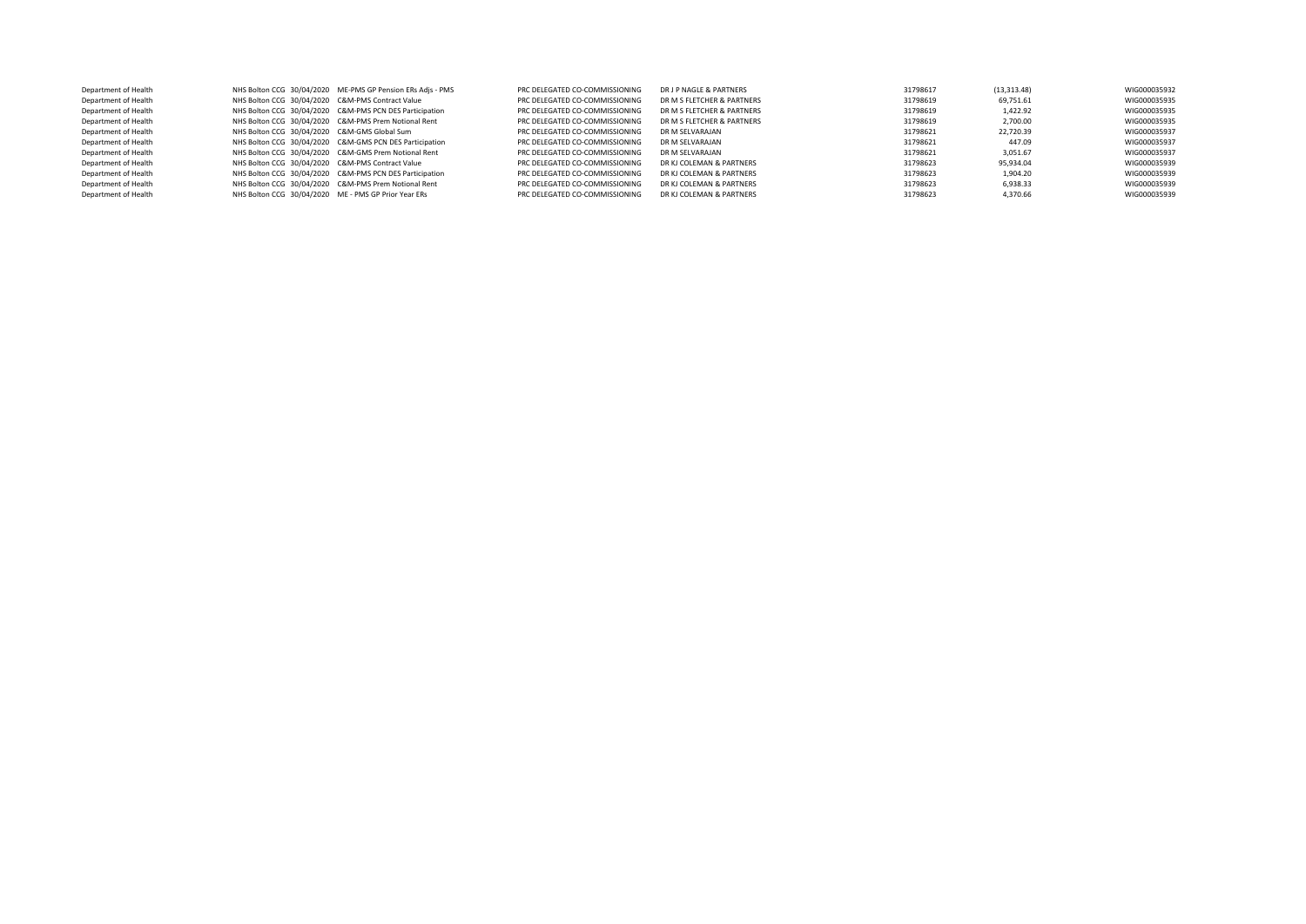| | | | | | | | | |
|---|---|---|---|---|---|---|---|---|
| Department of Health | NHS Bolton CCG | 30/04/2020 | ME-PMS GP Pension ERs Adjs - PMS | PRC DELEGATED CO-COMMISSIONING | DR J P NAGLE & PARTNERS | 31798617 | (13,313.48) | WIG000035932 |
| Department of Health | NHS Bolton CCG | 30/04/2020 | C&M-PMS Contract Value | PRC DELEGATED CO-COMMISSIONING | DR M S FLETCHER & PARTNERS | 31798619 | 69,751.61 | WIG000035935 |
| Department of Health | NHS Bolton CCG | 30/04/2020 | C&M-PMS PCN DES Participation | PRC DELEGATED CO-COMMISSIONING | DR M S FLETCHER & PARTNERS | 31798619 | 1,422.92 | WIG000035935 |
| Department of Health | NHS Bolton CCG | 30/04/2020 | C&M-PMS Prem Notional Rent | PRC DELEGATED CO-COMMISSIONING | DR M S FLETCHER & PARTNERS | 31798619 | 2,700.00 | WIG000035935 |
| Department of Health | NHS Bolton CCG | 30/04/2020 | C&M-GMS Global Sum | PRC DELEGATED CO-COMMISSIONING | DR M SELVARAJAN | 31798621 | 22,720.39 | WIG000035937 |
| Department of Health | NHS Bolton CCG | 30/04/2020 | C&M-GMS PCN DES Participation | PRC DELEGATED CO-COMMISSIONING | DR M SELVARAJAN | 31798621 | 447.09 | WIG000035937 |
| Department of Health | NHS Bolton CCG | 30/04/2020 | C&M-GMS Prem Notional Rent | PRC DELEGATED CO-COMMISSIONING | DR M SELVARAJAN | 31798621 | 3,051.67 | WIG000035937 |
| Department of Health | NHS Bolton CCG | 30/04/2020 | C&M-PMS Contract Value | PRC DELEGATED CO-COMMISSIONING | DR KJ COLEMAN & PARTNERS | 31798623 | 95,934.04 | WIG000035939 |
| Department of Health | NHS Bolton CCG | 30/04/2020 | C&M-PMS PCN DES Participation | PRC DELEGATED CO-COMMISSIONING | DR KJ COLEMAN & PARTNERS | 31798623 | 1,904.20 | WIG000035939 |
| Department of Health | NHS Bolton CCG | 30/04/2020 | C&M-PMS Prem Notional Rent | PRC DELEGATED CO-COMMISSIONING | DR KJ COLEMAN & PARTNERS | 31798623 | 6,938.33 | WIG000035939 |
| Department of Health | NHS Bolton CCG | 30/04/2020 | ME - PMS GP Prior Year ERs | PRC DELEGATED CO-COMMISSIONING | DR KJ COLEMAN & PARTNERS | 31798623 | 4,370.66 | WIG000035939 |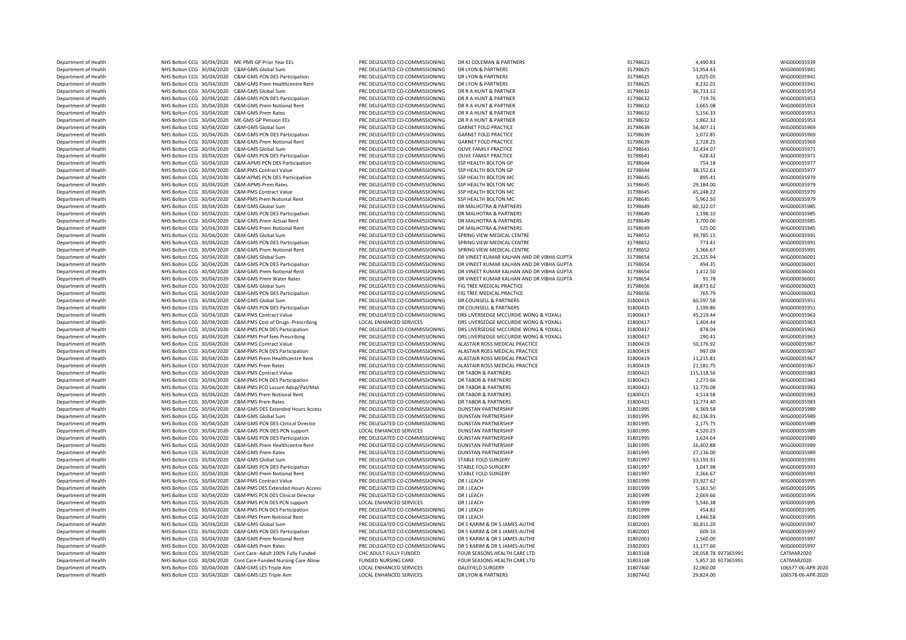| | | | | | | | | |
|---|---|---|---|---|---|---|---|---|
| Department of Health | NHS Bolton CCG | 30/04/2020 | ME-PMS GP Prior Year EEs | PRC DELEGATED CO-COMMISSIONING | DR KJ COLEMAN & PARTNERS | 31798623 | 4,490.83 | WIG000035939 |
| Department of Health | NHS Bolton CCG | 30/04/2020 | C&M-GMS Global Sum | PRC DELEGATED CO-COMMISSIONING | DR LYON & PARTNERS | 31798625 | 51,954.43 | WIG000035941 |
| Department of Health | NHS Bolton CCG | 30/04/2020 | C&M-GMS PCN DES Participation | PRC DELEGATED CO-COMMISSIONING | DR LYON & PARTNERS | 31798625 | 1,025.05 | WIG000035941 |
| Department of Health | NHS Bolton CCG | 30/04/2020 | C&M-GMS Prem Healthcentre Rent | PRC DELEGATED CO-COMMISSIONING | DR LYON & PARTNERS | 31798625 | 8,232.01 | WIG000035941 |
| Department of Health | NHS Bolton CCG | 30/04/2020 | C&M-GMS Global Sum | PRC DELEGATED CO-COMMISSIONING | DR R A HUNT & PARTNER | 31798632 | 36,733.12 | WIG000035953 |
| Department of Health | NHS Bolton CCG | 30/04/2020 | C&M-GMS PCN DES Participation | PRC DELEGATED CO-COMMISSIONING | DR R A HUNT & PARTNER | 31798632 | 719.76 | WIG000035953 |
| Department of Health | NHS Bolton CCG | 30/04/2020 | C&M-GMS Prem Notional Rent | PRC DELEGATED CO-COMMISSIONING | DR R A HUNT & PARTNER | 31798632 | 3,665.08 | WIG000035953 |
| Department of Health | NHS Bolton CCG | 30/04/2020 | C&M-GMS Prem Rates | PRC DELEGATED CO-COMMISSIONING | DR R A HUNT & PARTNER | 31798632 | 5,156.33 | WIG000035953 |
| Department of Health | NHS Bolton CCG | 30/04/2020 | ME-GMS GP Pension EEs | PRC DELEGATED CO-COMMISSIONING | DR R A HUNT & PARTNER | 31798632 | 1,862.32 | WIG000035953 |
| Department of Health | NHS Bolton CCG | 30/04/2020 | C&M-GMS Global Sum | PRC DELEGATED CO-COMMISSIONING | GARNET FOLD PRACTICE | 31798639 | 54,407.11 | WIG000035969 |
| Department of Health | NHS Bolton CCG | 30/04/2020 | C&M-GMS PCN DES Participation | PRC DELEGATED CO-COMMISSIONING | GARNET FOLD PRACTICE | 31798639 | 1,072.85 | WIG000035969 |
| Department of Health | NHS Bolton CCG | 30/04/2020 | C&M-GMS Prem Notional Rent | PRC DELEGATED CO-COMMISSIONING | GARNET FOLD PRACTICE | 31798639 | 2,728.25 | WIG000035969 |
| Department of Health | NHS Bolton CCG | 30/04/2020 | C&M-GMS Global Sum | PRC DELEGATED CO-COMMISSIONING | OLIVE FAMILY PRACTICE | 31798641 | 32,434.07 | WIG000035971 |
| Department of Health | NHS Bolton CCG | 30/04/2020 | C&M-GMS PCN DES Participation | PRC DELEGATED CO-COMMISSIONING | OLIVE FAMILY PRACTICE | 31798641 | 628.42 | WIG000035971 |
| Department of Health | NHS Bolton CCG | 30/04/2020 | C&M-APMS PCN DES Participation | PRC DELEGATED CO-COMMISSIONING | SSP HEALTH BOLTON GP | 31798644 | 754.18 | WIG000035977 |
| Department of Health | NHS Bolton CCG | 30/04/2020 | C&M-PMS Contract Value | PRC DELEGATED CO-COMMISSIONING | SSP HEALTH BOLTON GP | 31798644 | 38,152.61 | WIG000035977 |
| Department of Health | NHS Bolton CCG | 30/04/2020 | C&M-APMS PCN DES Participation | PRC DELEGATED CO-COMMISSIONING | SSP HEALTH BOLTON MC | 31798645 | 895.41 | WIG000035979 |
| Department of Health | NHS Bolton CCG | 30/04/2020 | C&M-APMS Prem Rates | PRC DELEGATED CO-COMMISSIONING | SSP HEALTH BOLTON MC | 31798645 | 29,184.00 | WIG000035979 |
| Department of Health | NHS Bolton CCG | 30/04/2020 | C&M-PMS Contract Value | PRC DELEGATED CO-COMMISSIONING | SSP HEALTH BOLTON MC | 31798645 | 45,248.22 | WIG000035979 |
| Department of Health | NHS Bolton CCG | 30/04/2020 | C&M-PMS Prem Notional Rent | PRC DELEGATED CO-COMMISSIONING | SSP HEALTH BOLTON MC | 31798645 | 5,962.50 | WIG000035979 |
| Department of Health | NHS Bolton CCG | 30/04/2020 | C&M-GMS Global Sum | PRC DELEGATED CO-COMMISSIONING | DR MALHOTRA & PARTNERS | 31798649 | 60,322.07 | WIG000035985 |
| Department of Health | NHS Bolton CCG | 30/04/2020 | C&M-GMS PCN DES Participation | PRC DELEGATED CO-COMMISSIONING | DR MALHOTRA & PARTNERS | 31798649 | 1,198.10 | WIG000035985 |
| Department of Health | NHS Bolton CCG | 30/04/2020 | C&M-GMS Prem Actual Rent | PRC DELEGATED CO-COMMISSIONING | DR MALHOTRA & PARTNERS | 31798649 | 3,700.00 | WIG000035985 |
| Department of Health | NHS Bolton CCG | 30/04/2020 | C&M-GMS Prem Notional Rent | PRC DELEGATED CO-COMMISSIONING | DR MALHOTRA & PARTNERS | 31798649 | 525.00 | WIG000035985 |
| Department of Health | NHS Bolton CCG | 30/04/2020 | C&M-GMS Global Sum | PRC DELEGATED CO-COMMISSIONING | SPRING VIEW MEDICAL CENTRE | 31798652 | 39,785.15 | WIG000035991 |
| Department of Health | NHS Bolton CCG | 30/04/2020 | C&M-GMS PCN DES Participation | PRC DELEGATED CO-COMMISSIONING | SPRING VIEW MEDICAL CENTRE | 31798652 | 773.41 | WIG000035991 |
| Department of Health | NHS Bolton CCG | 30/04/2020 | C&M-GMS Prem Notional Rent | PRC DELEGATED CO-COMMISSIONING | SPRING VIEW MEDICAL CENTRE | 31798652 | 3,366.67 | WIG000035991 |
| Department of Health | NHS Bolton CCG | 30/04/2020 | C&M-GMS Global Sum | PRC DELEGATED CO-COMMISSIONING | DR VINEET KUMAR KALHAN AND DR VIBHA GUPTA | 31798654 | 25,125.94 | WIG000036001 |
| Department of Health | NHS Bolton CCG | 30/04/2020 | C&M-GMS PCN DES Participation | PRC DELEGATED CO-COMMISSIONING | DR VINEET KUMAR KALHAN AND DR VIBHA GUPTA | 31798654 | 494.35 | WIG000036001 |
| Department of Health | NHS Bolton CCG | 30/04/2020 | C&M-GMS Prem Notional Rent | PRC DELEGATED CO-COMMISSIONING | DR VINEET KUMAR KALHAN AND DR VIBHA GUPTA | 31798654 | 1,412.50 | WIG000036001 |
| Department of Health | NHS Bolton CCG | 30/04/2020 | C&M-GMS Prem Water Rates | PRC DELEGATED CO-COMMISSIONING | DR VINEET KUMAR KALHAN AND DR VIBHA GUPTA | 31798654 | 91.78 | WIG000036001 |
| Department of Health | NHS Bolton CCG | 30/04/2020 | C&M-GMS Global Sum | PRC DELEGATED CO-COMMISSIONING | FIG TREE MEDICAL PRACTICE | 31798656 | 38,873.62 | WIG000036003 |
| Department of Health | NHS Bolton CCG | 30/04/2020 | C&M-GMS PCN DES Participation | PRC DELEGATED CO-COMMISSIONING | FIG TREE MEDICAL PRACTICE | 31798656 | 765.79 | WIG000036003 |
| Department of Health | NHS Bolton CCG | 30/04/2020 | C&M-GMS Global Sum | PRC DELEGATED CO-COMMISSIONING | DR COUNSELL & PARTNERS | 31800415 | 60,597.58 | WIG000035951 |
| Department of Health | NHS Bolton CCG | 30/04/2020 | C&M-GMS PCN DES Participation | PRC DELEGATED CO-COMMISSIONING | DR COUNSELL & PARTNERS | 31800415 | 1,199.86 | WIG000035951 |
| Department of Health | NHS Bolton CCG | 30/04/2020 | C&M-PMS Contract Value | PRC DELEGATED CO-COMMISSIONING | DRS LIVERSEDGE MCCURDIE WONG & YOXALL | 31800417 | 45,219.44 | WIG000035963 |
| Department of Health | NHS Bolton CCG | 30/04/2020 | C&M-PMS Cost of Drugs -Prescribing | LOCAL ENHANCED SERVICES | DRS LIVERSEDGE MCCURDIE WONG & YOXALL | 31800417 | 1,404.44 | WIG000035963 |
| Department of Health | NHS Bolton CCG | 30/04/2020 | C&M-PMS PCN DES Participation | PRC DELEGATED CO-COMMISSIONING | DRS LIVERSEDGE MCCURDIE WONG & YOXALL | 31800417 | 878.04 | WIG000035963 |
| Department of Health | NHS Bolton CCG | 30/04/2020 | C&M-PMS Prof fees Prescribing | PRC DELEGATED CO-COMMISSIONING | DRS LIVERSEDGE MCCURDIE WONG & YOXALL | 31800417 | 290.41 | WIG000035963 |
| Department of Health | NHS Bolton CCG | 30/04/2020 | C&M-PMS Contract Value | PRC DELEGATED CO-COMMISSIONING | ALASTAIR ROSS MEDICAL PRACTICE | 31800419 | 50,176.92 | WIG000035967 |
| Department of Health | NHS Bolton CCG | 30/04/2020 | C&M-PMS PCN DES Participation | PRC DELEGATED CO-COMMISSIONING | ALASTAIR ROSS MEDICAL PRACTICE | 31800419 | 997.09 | WIG000035967 |
| Department of Health | NHS Bolton CCG | 30/04/2020 | C&M-PMS Prem Healthcentre Rent | PRC DELEGATED CO-COMMISSIONING | ALASTAIR ROSS MEDICAL PRACTICE | 31800419 | 11,215.81 | WIG000035967 |
| Department of Health | NHS Bolton CCG | 30/04/2020 | C&M-PMS Prem Rates | PRC DELEGATED CO-COMMISSIONING | ALASTAIR ROSS MEDICAL PRACTICE | 31800419 | 21,581.75 | WIG000035967 |
| Department of Health | NHS Bolton CCG | 30/04/2020 | C&M-PMS Contract Value | PRC DELEGATED CO-COMMISSIONING | DR TABOR & PARTNERS | 31800421 | 115,118.56 | WIG000035983 |
| Department of Health | NHS Bolton CCG | 30/04/2020 | C&M-PMS PCN DES Participation | PRC DELEGATED CO-COMMISSIONING | DR TABOR & PARTNERS | 31800421 | 2,273.66 | WIG000035983 |
| Department of Health | NHS Bolton CCG | 30/04/2020 | C&M-PMS PCO Locum Adop/Pat/Mat | PRC DELEGATED CO-COMMISSIONING | DR TABOR & PARTNERS | 31800421 | 12,776.08 | WIG000035983 |
| Department of Health | NHS Bolton CCG | 30/04/2020 | C&M-PMS Prem Notional Rent | PRC DELEGATED CO-COMMISSIONING | DR TABOR & PARTNERS | 31800421 | 4,514.58 | WIG000035983 |
| Department of Health | NHS Bolton CCG | 30/04/2020 | C&M-PMS Prem Rates | PRC DELEGATED CO-COMMISSIONING | DR TABOR & PARTNERS | 31800421 | 12,774.40 | WIG000035983 |
| Department of Health | NHS Bolton CCG | 30/04/2020 | C&M-GMS DES Extended Hours Access | PRC DELEGATED CO-COMMISSIONING | DUNSTAN PARTNERSHIP | 31801995 | 4,369.58 | WIG000035989 |
| Department of Health | NHS Bolton CCG | 30/04/2020 | C&M-GMS Global Sum | PRC DELEGATED CO-COMMISSIONING | DUNSTAN PARTNERSHIP | 31801995 | 82,136.91 | WIG000035989 |
| Department of Health | NHS Bolton CCG | 30/04/2020 | C&M-GMS PCN DES Clinical Director | PRC DELEGATED CO-COMMISSIONING | DUNSTAN PARTNERSHIP | 31801995 | 2,175.75 | WIG000035989 |
| Department of Health | NHS Bolton CCG | 30/04/2020 | C&M-GMS PCN DES PCN support | LOCAL ENHANCED SERVICES | DUNSTAN PARTNERSHIP | 31801995 | 4,520.25 | WIG000035989 |
| Department of Health | NHS Bolton CCG | 30/04/2020 | C&M-GMS PCN DES Participation | PRC DELEGATED CO-COMMISSIONING | DUNSTAN PARTNERSHIP | 31801995 | 1,624.64 | WIG000035989 |
| Department of Health | NHS Bolton CCG | 30/04/2020 | C&M-GMS Prem Healthcentre Rent | PRC DELEGATED CO-COMMISSIONING | DUNSTAN PARTNERSHIP | 31801995 | 16,402.88 | WIG000035989 |
| Department of Health | NHS Bolton CCG | 30/04/2020 | C&M-GMS Prem Rates | PRC DELEGATED CO-COMMISSIONING | DUNSTAN PARTNERSHIP | 31801995 | 27,136.00 | WIG000035989 |
| Department of Health | NHS Bolton CCG | 30/04/2020 | C&M-GMS Global Sum | PRC DELEGATED CO-COMMISSIONING | STABLE FOLD SURGERY | 31801997 | 53,193.92 | WIG000035993 |
| Department of Health | NHS Bolton CCG | 30/04/2020 | C&M-GMS PCN DES Participation | PRC DELEGATED CO-COMMISSIONING | STABLE FOLD SURGERY | 31801997 | 1,047.98 | WIG000035993 |
| Department of Health | NHS Bolton CCG | 30/04/2020 | C&M-GMS Prem Notional Rent | PRC DELEGATED CO-COMMISSIONING | STABLE FOLD SURGERY | 31801997 | 3,366.67 | WIG000035993 |
| Department of Health | NHS Bolton CCG | 30/04/2020 | C&M-PMS Contract Value | PRC DELEGATED CO-COMMISSIONING | DR J LEACH | 31801999 | 23,927.62 | WIG000035995 |
| Department of Health | NHS Bolton CCG | 30/04/2020 | C&M-PMS DES Extended Hours Access | PRC DELEGATED CO-COMMISSIONING | DR J LEACH | 31801999 | 5,361.50 | WIG000035995 |
| Department of Health | NHS Bolton CCG | 30/04/2020 | C&M-PMS PCN DES Clinical Director | PRC DELEGATED CO-COMMISSIONING | DR J LEACH | 31801999 | 2,669.66 | WIG000035995 |
| Department of Health | NHS Bolton CCG | 30/04/2020 | C&M-PMS PCN DES PCN support | LOCAL ENHANCED SERVICES | DR J LEACH | 31801999 | 5,546.38 | WIG000035995 |
| Department of Health | NHS Bolton CCG | 30/04/2020 | C&M-PMS PCN DES Participation | PRC DELEGATED CO-COMMISSIONING | DR J LEACH | 31801999 | 454.82 | WIG000035995 |
| Department of Health | NHS Bolton CCG | 30/04/2020 | C&M-PMS Prem Notional Rent | PRC DELEGATED CO-COMMISSIONING | DR J LEACH | 31801999 | 1,446.58 | WIG000035995 |
| Department of Health | NHS Bolton CCG | 30/04/2020 | C&M-GMS Global Sum | PRC DELEGATED CO-COMMISSIONING | DR S KARIM & DR S JAMES-AUTHE | 31802001 | 30,811.20 | WIG000035997 |
| Department of Health | NHS Bolton CCG | 30/04/2020 | C&M-GMS PCN DES Participation | PRC DELEGATED CO-COMMISSIONING | DR S KARIM & DR S JAMES-AUTHE | 31802001 | 609.10 | WIG000035997 |
| Department of Health | NHS Bolton CCG | 30/04/2020 | C&M-GMS Prem Notional Rent | PRC DELEGATED CO-COMMISSIONING | DR S KARIM & DR S JAMES-AUTHE | 31802001 | 2,560.00 | WIG000035997 |
| Department of Health | NHS Bolton CCG | 30/04/2020 | C&M-GMS Prem Rates | PRC DELEGATED CO-COMMISSIONING | DR S KARIM & DR S JAMES-AUTHE | 31802001 | 11,177.60 | WIG000035997 |
| Department of Health | NHS Bolton CCG | 30/04/2020 | Cont Care- Adult 100% Fully Funded | CHC ADULT FULLY FUNDED | FOUR SEASONS HEALTH CARE LTD | 31803168 | 28,058.78 927365991 | CATMAR2020 |
| Department of Health | NHS Bolton CCG | 30/04/2020 | Cont Care-Funded Nursing Care Allow | FUNDED NURSING CARE | FOUR SEASONS HEALTH CARE LTD | 31803168 | 5,857.20 927365991 | CATMAR2020 |
| Department of Health | NHS Bolton CCG | 30/04/2020 | C&M-GMS LES Triple Aim | LOCAL ENHANCED SERVICES | DALEFIELD SURGERY | 31807440 | 32,060.00 | 106577-06-APR-2020 |
| Department of Health | NHS Bolton CCG | 30/04/2020 | C&M-GMS LES Triple Aim | LOCAL ENHANCED SERVICES | DR LYON & PARTNERS | 31807442 | 29,824.00 | 106578-06-APR-2020 |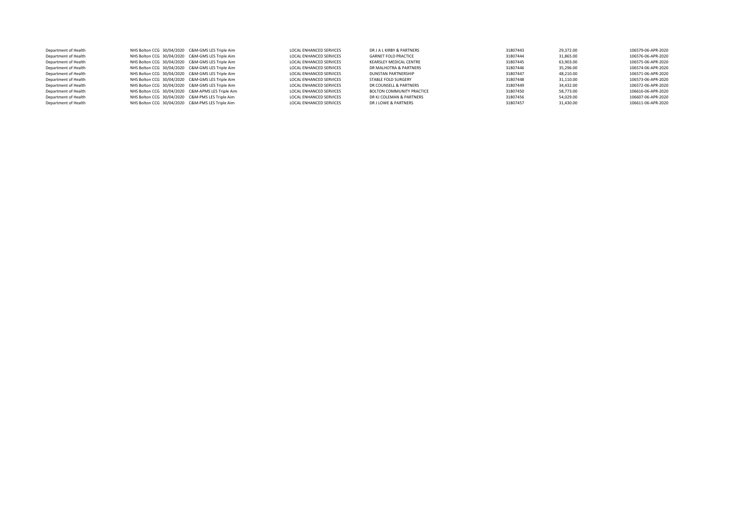| | | | | | | | | |
|---|---|---|---|---|---|---|---|---|
| Department of Health | NHS Bolton CCG | 30/04/2020 | C&M-GMS LES Triple Aim | LOCAL ENHANCED SERVICES | DR J A L KIRBY & PARTNERS | 31807443 | 29,372.00 | 106579-06-APR-2020 |
| Department of Health | NHS Bolton CCG | 30/04/2020 | C&M-GMS LES Triple Aim | LOCAL ENHANCED SERVICES | GARNET FOLD PRACTICE | 31807444 | 31,865.00 | 106576-06-APR-2020 |
| Department of Health | NHS Bolton CCG | 30/04/2020 | C&M-GMS LES Triple Aim | LOCAL ENHANCED SERVICES | KEARSLEY MEDICAL CENTRE | 31807445 | 63,903.00 | 106575-06-APR-2020 |
| Department of Health | NHS Bolton CCG | 30/04/2020 | C&M-GMS LES Triple Aim | LOCAL ENHANCED SERVICES | DR MALHOTRA & PARTNERS | 31807446 | 35,296.00 | 106574-06-APR-2020 |
| Department of Health | NHS Bolton CCG | 30/04/2020 | C&M-GMS LES Triple Aim | LOCAL ENHANCED SERVICES | DUNSTAN PARTNERSHIP | 31807447 | 48,210.00 | 106571-06-APR-2020 |
| Department of Health | NHS Bolton CCG | 30/04/2020 | C&M-GMS LES Triple Aim | LOCAL ENHANCED SERVICES | STABLE FOLD SURGERY | 31807448 | 31,110.00 | 106573-06-APR-2020 |
| Department of Health | NHS Bolton CCG | 30/04/2020 | C&M-GMS LES Triple Aim | LOCAL ENHANCED SERVICES | DR COUNSELL & PARTNERS | 31807449 | 34,432.00 | 106572-06-APR-2020 |
| Department of Health | NHS Bolton CCG | 30/04/2020 | C&M-APMS LES Triple Aim | LOCAL ENHANCED SERVICES | BOLTON COMMUNITY PRACTICE | 31807450 | 58,773.00 | 106616-06-APR-2020 |
| Department of Health | NHS Bolton CCG | 30/04/2020 | C&M-PMS LES Triple Aim | LOCAL ENHANCED SERVICES | DR KJ COLEMAN & PARTNERS | 31807456 | 54,029.00 | 106607-06-APR-2020 |
| Department of Health | NHS Bolton CCG | 30/04/2020 | C&M-PMS LES Triple Aim | LOCAL ENHANCED SERVICES | DR J LOWE & PARTNERS | 31807457 | 31,430.00 | 106611-06-APR-2020 |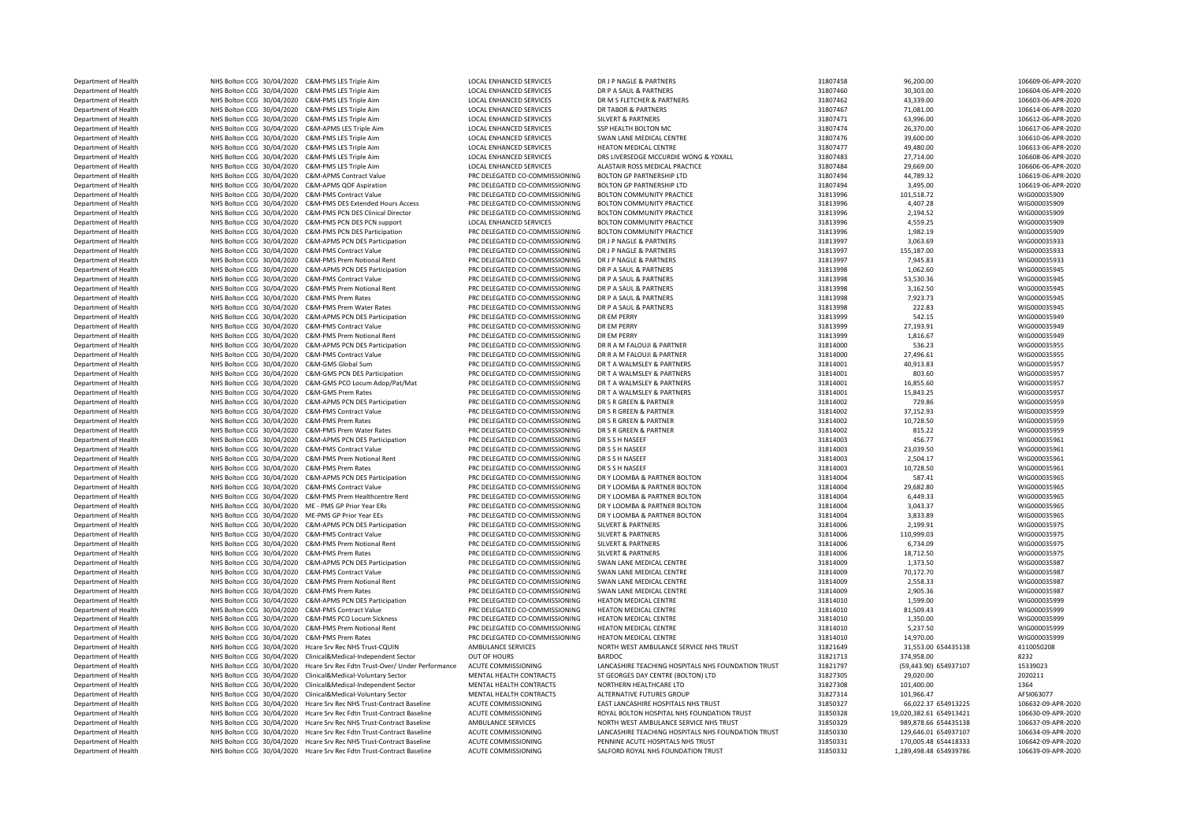| | | | | | | | | |
|---|---|---|---|---|---|---|---|---|
| Department of Health | NHS Bolton CCG | 30/04/2020 | C&M-PMS LES Triple Aim | LOCAL ENHANCED SERVICES | DR J P NAGLE & PARTNERS | 31807458 | 96,200.00 | 106609-06-APR-2020 |
| Department of Health | NHS Bolton CCG | 30/04/2020 | C&M-PMS LES Triple Aim | LOCAL ENHANCED SERVICES | DR P A SAUL & PARTNERS | 31807460 | 30,303.00 | 106604-06-APR-2020 |
| Department of Health | NHS Bolton CCG | 30/04/2020 | C&M-PMS LES Triple Aim | LOCAL ENHANCED SERVICES | DR M S FLETCHER & PARTNERS | 31807462 | 43,339.00 | 106603-06-APR-2020 |
| Department of Health | NHS Bolton CCG | 30/04/2020 | C&M-PMS LES Triple Aim | LOCAL ENHANCED SERVICES | DR TABOR & PARTNERS | 31807467 | 71,081.00 | 106614-06-APR-2020 |
| Department of Health | NHS Bolton CCG | 30/04/2020 | C&M-PMS LES Triple Aim | LOCAL ENHANCED SERVICES | SILVERT & PARTNERS | 31807471 | 63,996.00 | 106612-06-APR-2020 |
| Department of Health | NHS Bolton CCG | 30/04/2020 | C&M-APMS LES Triple Aim | LOCAL ENHANCED SERVICES | SSP HEALTH BOLTON MC | 31807474 | 26,370.00 | 106617-06-APR-2020 |
| Department of Health | NHS Bolton CCG | 30/04/2020 | C&M-PMS LES Triple Aim | LOCAL ENHANCED SERVICES | SWAN LANE MEDICAL CENTRE | 31807476 | 39,600.00 | 106610-06-APR-2020 |
| Department of Health | NHS Bolton CCG | 30/04/2020 | C&M-PMS LES Triple Aim | LOCAL ENHANCED SERVICES | HEATON MEDICAL CENTRE | 31807477 | 49,480.00 | 106613-06-APR-2020 |
| Department of Health | NHS Bolton CCG | 30/04/2020 | C&M-PMS LES Triple Aim | LOCAL ENHANCED SERVICES | DRS LIVERSEDGE MCCURDIE WONG & YOXALL | 31807483 | 27,714.00 | 106608-06-APR-2020 |
| Department of Health | NHS Bolton CCG | 30/04/2020 | C&M-PMS LES Triple Aim | LOCAL ENHANCED SERVICES | ALASTAIR ROSS MEDICAL PRACTICE | 31807484 | 29,669.00 | 106606-06-APR-2020 |
| Department of Health | NHS Bolton CCG | 30/04/2020 | C&M-APMS Contract Value | PRC DELEGATED CO-COMMISSIONING | BOLTON GP PARTNERSHIP LTD | 31807494 | 44,789.32 | 106619-06-APR-2020 |
| Department of Health | NHS Bolton CCG | 30/04/2020 | C&M-APMS QOF Aspiration | PRC DELEGATED CO-COMMISSIONING | BOLTON GP PARTNERSHIP LTD | 31807494 | 3,495.00 | 106619-06-APR-2020 |
| Department of Health | NHS Bolton CCG | 30/04/2020 | C&M-PMS Contract Value | PRC DELEGATED CO-COMMISSIONING | BOLTON COMMUNITY PRACTICE | 31813996 | 101,518.72 | WIG000035909 |
| Department of Health | NHS Bolton CCG | 30/04/2020 | C&M-PMS DES Extended Hours Access | PRC DELEGATED CO-COMMISSIONING | BOLTON COMMUNITY PRACTICE | 31813996 | 4,407.28 | WIG000035909 |
| Department of Health | NHS Bolton CCG | 30/04/2020 | C&M-PMS PCN DES Clinical Director | PRC DELEGATED CO-COMMISSIONING | BOLTON COMMUNITY PRACTICE | 31813996 | 2,194.52 | WIG000035909 |
| Department of Health | NHS Bolton CCG | 30/04/2020 | C&M-PMS PCN DES PCN support | LOCAL ENHANCED SERVICES | BOLTON COMMUNITY PRACTICE | 31813996 | 4,559.25 | WIG000035909 |
| Department of Health | NHS Bolton CCG | 30/04/2020 | C&M-PMS PCN DES Participation | PRC DELEGATED CO-COMMISSIONING | BOLTON COMMUNITY PRACTICE | 31813996 | 1,982.19 | WIG000035909 |
| Department of Health | NHS Bolton CCG | 30/04/2020 | C&M-APMS PCN DES Participation | PRC DELEGATED CO-COMMISSIONING | DR J P NAGLE & PARTNERS | 31813997 | 3,063.69 | WIG000035933 |
| Department of Health | NHS Bolton CCG | 30/04/2020 | C&M-PMS Contract Value | PRC DELEGATED CO-COMMISSIONING | DR J P NAGLE & PARTNERS | 31813997 | 155,187.00 | WIG000035933 |
| Department of Health | NHS Bolton CCG | 30/04/2020 | C&M-PMS Prem Notional Rent | PRC DELEGATED CO-COMMISSIONING | DR J P NAGLE & PARTNERS | 31813997 | 7,945.83 | WIG000035933 |
| Department of Health | NHS Bolton CCG | 30/04/2020 | C&M-APMS PCN DES Participation | PRC DELEGATED CO-COMMISSIONING | DR P A SAUL & PARTNERS | 31813998 | 1,062.60 | WIG000035945 |
| Department of Health | NHS Bolton CCG | 30/04/2020 | C&M-PMS Contract Value | PRC DELEGATED CO-COMMISSIONING | DR P A SAUL & PARTNERS | 31813998 | 53,530.36 | WIG000035945 |
| Department of Health | NHS Bolton CCG | 30/04/2020 | C&M-PMS Prem Notional Rent | PRC DELEGATED CO-COMMISSIONING | DR P A SAUL & PARTNERS | 31813998 | 3,162.50 | WIG000035945 |
| Department of Health | NHS Bolton CCG | 30/04/2020 | C&M-PMS Prem Rates | PRC DELEGATED CO-COMMISSIONING | DR P A SAUL & PARTNERS | 31813998 | 7,923.73 | WIG000035945 |
| Department of Health | NHS Bolton CCG | 30/04/2020 | C&M-PMS Prem Water Rates | PRC DELEGATED CO-COMMISSIONING | DR P A SAUL & PARTNERS | 31813998 | 222.83 | WIG000035945 |
| Department of Health | NHS Bolton CCG | 30/04/2020 | C&M-APMS PCN DES Participation | PRC DELEGATED CO-COMMISSIONING | DR EM PERRY | 31813999 | 542.15 | WIG000035949 |
| Department of Health | NHS Bolton CCG | 30/04/2020 | C&M-PMS Contract Value | PRC DELEGATED CO-COMMISSIONING | DR EM PERRY | 31813999 | 27,193.91 | WIG000035949 |
| Department of Health | NHS Bolton CCG | 30/04/2020 | C&M-PMS Prem Notional Rent | PRC DELEGATED CO-COMMISSIONING | DR EM PERRY | 31813999 | 1,816.67 | WIG000035949 |
| Department of Health | NHS Bolton CCG | 30/04/2020 | C&M-APMS PCN DES Participation | PRC DELEGATED CO-COMMISSIONING | DR R A M FALOUJI & PARTNER | 31814000 | 536.23 | WIG000035955 |
| Department of Health | NHS Bolton CCG | 30/04/2020 | C&M-PMS Contract Value | PRC DELEGATED CO-COMMISSIONING | DR R A M FALOUJI & PARTNER | 31814000 | 27,496.61 | WIG000035955 |
| Department of Health | NHS Bolton CCG | 30/04/2020 | C&M-GMS Global Sum | PRC DELEGATED CO-COMMISSIONING | DR T A WALMSLEY & PARTNERS | 31814001 | 40,913.83 | WIG000035957 |
| Department of Health | NHS Bolton CCG | 30/04/2020 | C&M-GMS PCN DES Participation | PRC DELEGATED CO-COMMISSIONING | DR T A WALMSLEY & PARTNERS | 31814001 | 803.60 | WIG000035957 |
| Department of Health | NHS Bolton CCG | 30/04/2020 | C&M-GMS PCO Locum Adop/Pat/Mat | PRC DELEGATED CO-COMMISSIONING | DR T A WALMSLEY & PARTNERS | 31814001 | 16,855.60 | WIG000035957 |
| Department of Health | NHS Bolton CCG | 30/04/2020 | C&M-GMS Prem Rates | PRC DELEGATED CO-COMMISSIONING | DR T A WALMSLEY & PARTNERS | 31814001 | 15,843.25 | WIG000035957 |
| Department of Health | NHS Bolton CCG | 30/04/2020 | C&M-APMS PCN DES Participation | PRC DELEGATED CO-COMMISSIONING | DR S R GREEN & PARTNER | 31814002 | 729.86 | WIG000035959 |
| Department of Health | NHS Bolton CCG | 30/04/2020 | C&M-PMS Contract Value | PRC DELEGATED CO-COMMISSIONING | DR S R GREEN & PARTNER | 31814002 | 37,152.93 | WIG000035959 |
| Department of Health | NHS Bolton CCG | 30/04/2020 | C&M-PMS Prem Rates | PRC DELEGATED CO-COMMISSIONING | DR S R GREEN & PARTNER | 31814002 | 10,728.50 | WIG000035959 |
| Department of Health | NHS Bolton CCG | 30/04/2020 | C&M-PMS Prem Water Rates | PRC DELEGATED CO-COMMISSIONING | DR S R GREEN & PARTNER | 31814002 | 815.22 | WIG000035959 |
| Department of Health | NHS Bolton CCG | 30/04/2020 | C&M-APMS PCN DES Participation | PRC DELEGATED CO-COMMISSIONING | DR S S H NASEEF | 31814003 | 456.77 | WIG000035961 |
| Department of Health | NHS Bolton CCG | 30/04/2020 | C&M-PMS Contract Value | PRC DELEGATED CO-COMMISSIONING | DR S S H NASEEF | 31814003 | 23,039.50 | WIG000035961 |
| Department of Health | NHS Bolton CCG | 30/04/2020 | C&M-PMS Prem Notional Rent | PRC DELEGATED CO-COMMISSIONING | DR S S H NASEEF | 31814003 | 2,504.17 | WIG000035961 |
| Department of Health | NHS Bolton CCG | 30/04/2020 | C&M-PMS Prem Rates | PRC DELEGATED CO-COMMISSIONING | DR S S H NASEEF | 31814003 | 10,728.50 | WIG000035961 |
| Department of Health | NHS Bolton CCG | 30/04/2020 | C&M-APMS PCN DES Participation | PRC DELEGATED CO-COMMISSIONING | DR Y LOOMBA & PARTNER BOLTON | 31814004 | 587.41 | WIG000035965 |
| Department of Health | NHS Bolton CCG | 30/04/2020 | C&M-PMS Contract Value | PRC DELEGATED CO-COMMISSIONING | DR Y LOOMBA & PARTNER BOLTON | 31814004 | 29,682.80 | WIG000035965 |
| Department of Health | NHS Bolton CCG | 30/04/2020 | C&M-PMS Prem Healthcentre Rent | PRC DELEGATED CO-COMMISSIONING | DR Y LOOMBA & PARTNER BOLTON | 31814004 | 6,449.33 | WIG000035965 |
| Department of Health | NHS Bolton CCG | 30/04/2020 | ME - PMS GP Prior Year ERs | PRC DELEGATED CO-COMMISSIONING | DR Y LOOMBA & PARTNER BOLTON | 31814004 | 3,043.37 | WIG000035965 |
| Department of Health | NHS Bolton CCG | 30/04/2020 | ME-PMS GP Prior Year EEs | PRC DELEGATED CO-COMMISSIONING | DR Y LOOMBA & PARTNER BOLTON | 31814004 | 3,833.89 | WIG000035965 |
| Department of Health | NHS Bolton CCG | 30/04/2020 | C&M-APMS PCN DES Participation | PRC DELEGATED CO-COMMISSIONING | SILVERT & PARTNERS | 31814006 | 2,199.91 | WIG000035975 |
| Department of Health | NHS Bolton CCG | 30/04/2020 | C&M-PMS Contract Value | PRC DELEGATED CO-COMMISSIONING | SILVERT & PARTNERS | 31814006 | 110,999.03 | WIG000035975 |
| Department of Health | NHS Bolton CCG | 30/04/2020 | C&M-PMS Prem Notional Rent | PRC DELEGATED CO-COMMISSIONING | SILVERT & PARTNERS | 31814006 | 6,734.09 | WIG000035975 |
| Department of Health | NHS Bolton CCG | 30/04/2020 | C&M-PMS Prem Rates | PRC DELEGATED CO-COMMISSIONING | SILVERT & PARTNERS | 31814006 | 18,712.50 | WIG000035975 |
| Department of Health | NHS Bolton CCG | 30/04/2020 | C&M-APMS PCN DES Participation | PRC DELEGATED CO-COMMISSIONING | SWAN LANE MEDICAL CENTRE | 31814009 | 1,373.50 | WIG000035987 |
| Department of Health | NHS Bolton CCG | 30/04/2020 | C&M-PMS Contract Value | PRC DELEGATED CO-COMMISSIONING | SWAN LANE MEDICAL CENTRE | 31814009 | 70,172.70 | WIG000035987 |
| Department of Health | NHS Bolton CCG | 30/04/2020 | C&M-PMS Prem Notional Rent | PRC DELEGATED CO-COMMISSIONING | SWAN LANE MEDICAL CENTRE | 31814009 | 2,558.33 | WIG000035987 |
| Department of Health | NHS Bolton CCG | 30/04/2020 | C&M-PMS Prem Rates | PRC DELEGATED CO-COMMISSIONING | SWAN LANE MEDICAL CENTRE | 31814009 | 2,905.36 | WIG000035987 |
| Department of Health | NHS Bolton CCG | 30/04/2020 | C&M-APMS PCN DES Participation | PRC DELEGATED CO-COMMISSIONING | HEATON MEDICAL CENTRE | 31814010 | 1,599.00 | WIG000035999 |
| Department of Health | NHS Bolton CCG | 30/04/2020 | C&M-PMS Contract Value | PRC DELEGATED CO-COMMISSIONING | HEATON MEDICAL CENTRE | 31814010 | 81,509.43 | WIG000035999 |
| Department of Health | NHS Bolton CCG | 30/04/2020 | C&M-PMS PCO Locum Sickness | PRC DELEGATED CO-COMMISSIONING | HEATON MEDICAL CENTRE | 31814010 | 1,350.00 | WIG000035999 |
| Department of Health | NHS Bolton CCG | 30/04/2020 | C&M-PMS Prem Notional Rent | PRC DELEGATED CO-COMMISSIONING | HEATON MEDICAL CENTRE | 31814010 | 5,237.50 | WIG000035999 |
| Department of Health | NHS Bolton CCG | 30/04/2020 | C&M-PMS Prem Rates | PRC DELEGATED CO-COMMISSIONING | HEATON MEDICAL CENTRE | 31814010 | 14,970.00 | WIG000035999 |
| Department of Health | NHS Bolton CCG | 30/04/2020 | Hcare Srv Rec NHS Trust-CQUIN | AMBULANCE SERVICES | NORTH WEST AMBULANCE SERVICE NHS TRUST | 31821649 | 31,553.00 654435138 | 4110050208 |
| Department of Health | NHS Bolton CCG | 30/04/2020 | Clinical&Medical-Independent Sector | OUT OF HOURS | BARDOC | 31821713 | 374,958.00 | 8232 |
| Department of Health | NHS Bolton CCG | 30/04/2020 | Hcare Srv Rec Fdtn Trust-Over/ Under Performance | ACUTE COMMISSIONING | LANCASHIRE TEACHING HOSPITALS NHS FOUNDATION TRUST | 31821797 | (59,443.90) 654937107 | 15339023 |
| Department of Health | NHS Bolton CCG | 30/04/2020 | Clinical&Medical-Voluntary Sector | MENTAL HEALTH CONTRACTS | ST GEORGES DAY CENTRE (BOLTON) LTD | 31827305 | 29,020.00 | 2020211 |
| Department of Health | NHS Bolton CCG | 30/04/2020 | Clinical&Medical-Independent Sector | MENTAL HEALTH CONTRACTS | NORTHERN HEALTHCARE LTD | 31827308 | 101,400.00 | 1364 |
| Department of Health | NHS Bolton CCG | 30/04/2020 | Clinical&Medical-Voluntary Sector | MENTAL HEALTH CONTRACTS | ALTERNATIVE FUTURES GROUP | 31827314 | 101,966.47 | AFSI063077 |
| Department of Health | NHS Bolton CCG | 30/04/2020 | Hcare Srv Rec NHS Trust-Contract Baseline | ACUTE COMMISSIONING | EAST LANCASHIRE HOSPITALS NHS TRUST | 31850327 | 66,022.37 654913225 | 106632-09-APR-2020 |
| Department of Health | NHS Bolton CCG | 30/04/2020 | Hcare Srv Rec Fdtn Trust-Contract Baseline | ACUTE COMMISSIONING | ROYAL BOLTON HOSPITAL NHS FOUNDATION TRUST | 31850328 | 19,020,382.61 654913421 | 106630-09-APR-2020 |
| Department of Health | NHS Bolton CCG | 30/04/2020 | Hcare Srv Rec NHS Trust-Contract Baseline | AMBULANCE SERVICES | NORTH WEST AMBULANCE SERVICE NHS TRUST | 31850329 | 989,878.66 654435138 | 106637-09-APR-2020 |
| Department of Health | NHS Bolton CCG | 30/04/2020 | Hcare Srv Rec Fdtn Trust-Contract Baseline | ACUTE COMMISSIONING | LANCASHIRE TEACHING HOSPITALS NHS FOUNDATION TRUST | 31850330 | 129,646.01 654937107 | 106634-09-APR-2020 |
| Department of Health | NHS Bolton CCG | 30/04/2020 | Hcare Srv Rec NHS Trust-Contract Baseline | ACUTE COMMISSIONING | PENNINE ACUTE HOSPITALS NHS TRUST | 31850331 | 170,005.48 654418333 | 106642-09-APR-2020 |
| Department of Health | NHS Bolton CCG | 30/04/2020 | Hcare Srv Rec Fdtn Trust-Contract Baseline | ACUTE COMMISSIONING | SALFORD ROYAL NHS FOUNDATION TRUST | 31850332 | 1,289,498.48 654939786 | 106639-09-APR-2020 |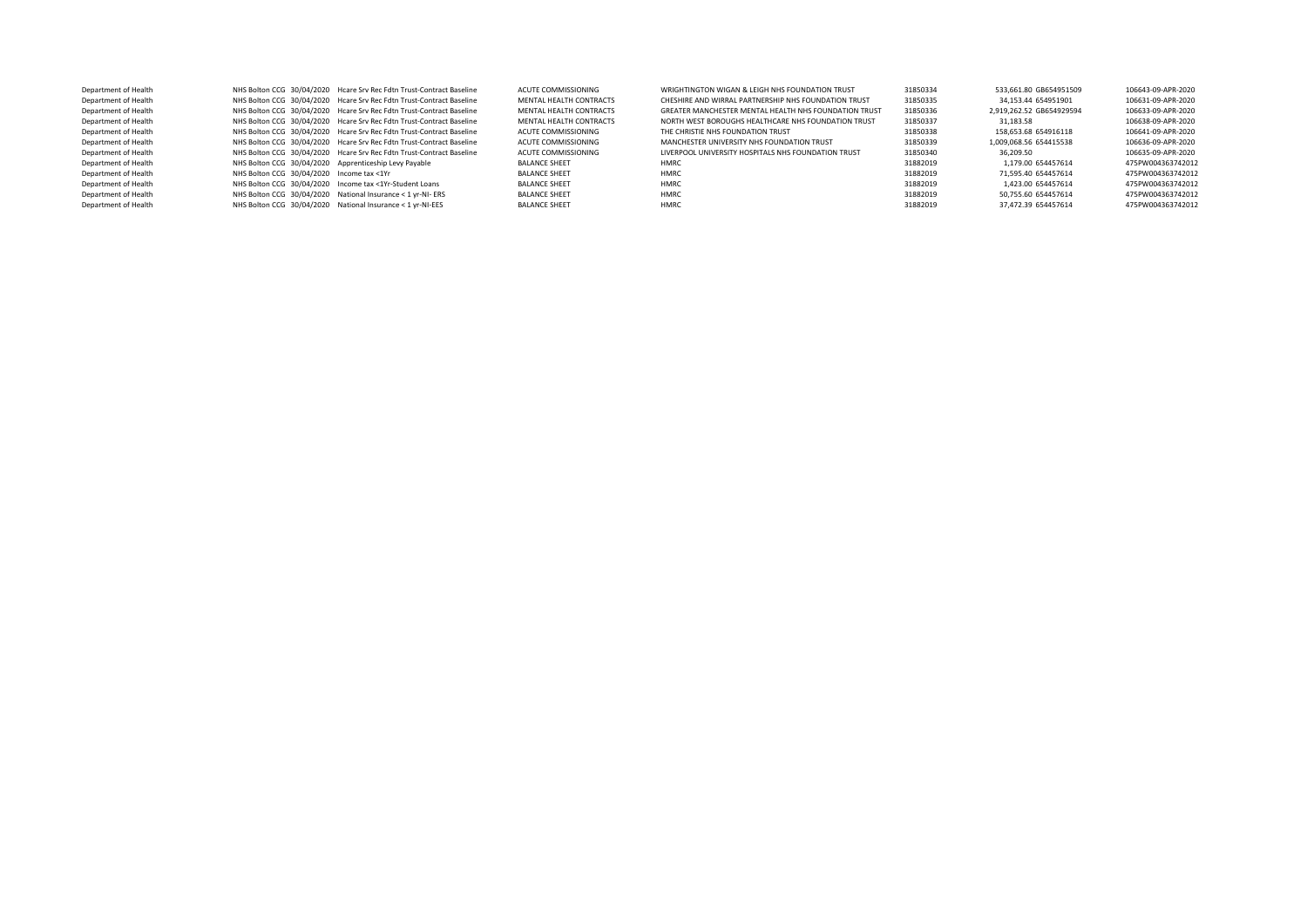| | | | | | | | | | |
|---|---|---|---|---|---|---|---|---|---|
| Department of Health | NHS Bolton CCG | 30/04/2020 | Hcare Srv Rec Fdtn Trust-Contract Baseline | ACUTE COMMISSIONING | WRIGHTINGTON WIGAN & LEIGH NHS FOUNDATION TRUST | 31850334 | 533,661.80 | GB654951509 | 106643-09-APR-2020 |
| Department of Health | NHS Bolton CCG | 30/04/2020 | Hcare Srv Rec Fdtn Trust-Contract Baseline | MENTAL HEALTH CONTRACTS | CHESHIRE AND WIRRAL PARTNERSHIP NHS FOUNDATION TRUST | 31850335 | 34,153.44 | 654951901 | 106631-09-APR-2020 |
| Department of Health | NHS Bolton CCG | 30/04/2020 | Hcare Srv Rec Fdtn Trust-Contract Baseline | MENTAL HEALTH CONTRACTS | GREATER MANCHESTER MENTAL HEALTH NHS FOUNDATION TRUST | 31850336 | 2,919,262.52 | GB654929594 | 106633-09-APR-2020 |
| Department of Health | NHS Bolton CCG | 30/04/2020 | Hcare Srv Rec Fdtn Trust-Contract Baseline | MENTAL HEALTH CONTRACTS | NORTH WEST BOROUGHS HEALTHCARE NHS FOUNDATION TRUST | 31850337 | 31,183.58 | | 106638-09-APR-2020 |
| Department of Health | NHS Bolton CCG | 30/04/2020 | Hcare Srv Rec Fdtn Trust-Contract Baseline | ACUTE COMMISSIONING | THE CHRISTIE NHS FOUNDATION TRUST | 31850338 | 158,653.68 | 654916118 | 106641-09-APR-2020 |
| Department of Health | NHS Bolton CCG | 30/04/2020 | Hcare Srv Rec Fdtn Trust-Contract Baseline | ACUTE COMMISSIONING | MANCHESTER UNIVERSITY NHS FOUNDATION TRUST | 31850339 | 1,009,068.56 | 654415538 | 106636-09-APR-2020 |
| Department of Health | NHS Bolton CCG | 30/04/2020 | Hcare Srv Rec Fdtn Trust-Contract Baseline | ACUTE COMMISSIONING | LIVERPOOL UNIVERSITY HOSPITALS NHS FOUNDATION TRUST | 31850340 | 36,209.50 | | 106635-09-APR-2020 |
| Department of Health | NHS Bolton CCG | 30/04/2020 | Apprenticeship Levy Payable | BALANCE SHEET | HMRC | 31882019 | 1,179.00 | 654457614 | 475PW004363742012 |
| Department of Health | NHS Bolton CCG | 30/04/2020 | Income tax <1Yr | BALANCE SHEET | HMRC | 31882019 | 71,595.40 | 654457614 | 475PW004363742012 |
| Department of Health | NHS Bolton CCG | 30/04/2020 | Income tax <1Yr-Student Loans | BALANCE SHEET | HMRC | 31882019 | 1,423.00 | 654457614 | 475PW004363742012 |
| Department of Health | NHS Bolton CCG | 30/04/2020 | National Insurance < 1 yr-NI- ERS | BALANCE SHEET | HMRC | 31882019 | 50,755.60 | 654457614 | 475PW004363742012 |
| Department of Health | NHS Bolton CCG | 30/04/2020 | National Insurance < 1 yr-NI-EES | BALANCE SHEET | HMRC | 31882019 | 37,472.39 | 654457614 | 475PW004363742012 |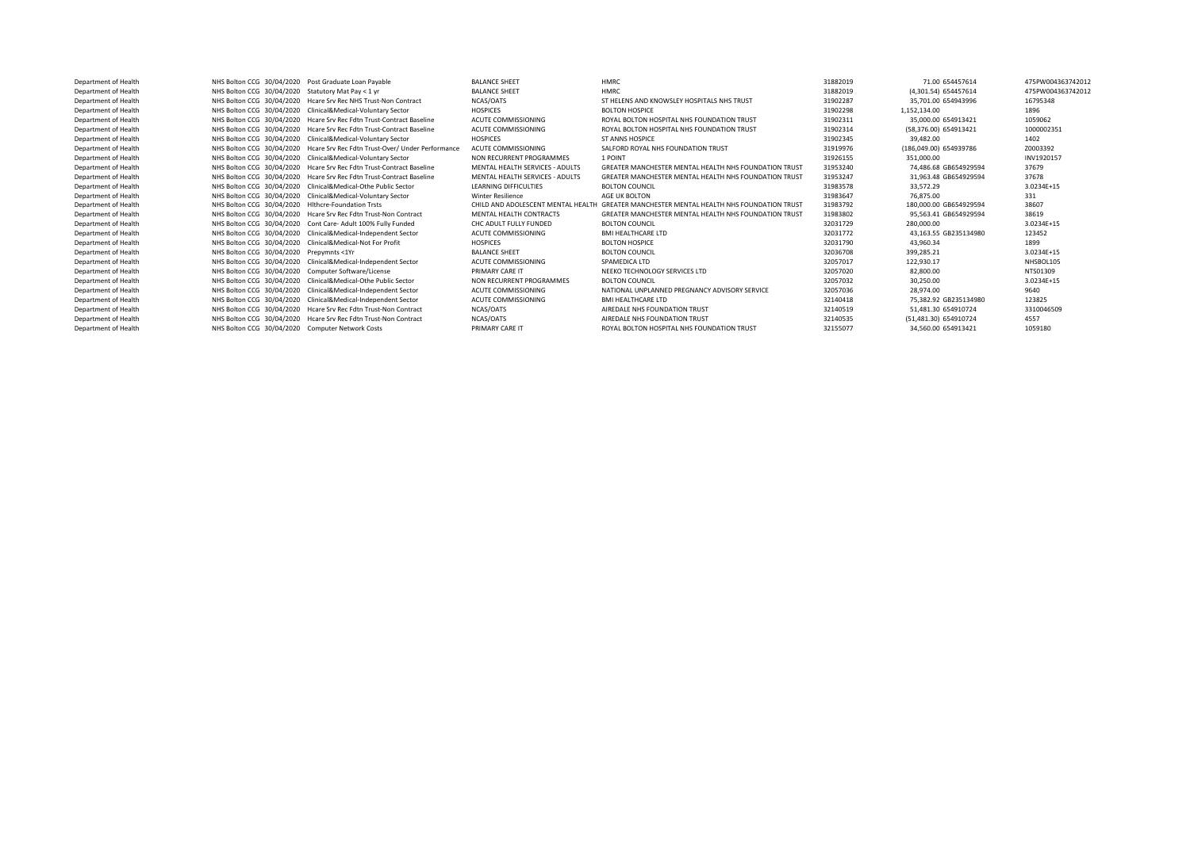| | | | | | | | | | |
|---|---|---|---|---|---|---|---|---|---|
| Department of Health | NHS Bolton CCG | 30/04/2020 | Post Graduate Loan Payable | BALANCE SHEET | HMRC | 31882019 | 71.00 | 654457614 | 475PW004363742012 |
| Department of Health | NHS Bolton CCG | 30/04/2020 | Statutory Mat Pay < 1 yr | BALANCE SHEET | HMRC | 31882019 | (4,301.54) | 654457614 | 475PW004363742012 |
| Department of Health | NHS Bolton CCG | 30/04/2020 | Hcare Srv Rec NHS Trust-Non Contract | NCAS/OATS | ST HELENS AND KNOWSLEY HOSPITALS NHS TRUST | 31902287 | 35,701.00 | 654943996 | 16795348 |
| Department of Health | NHS Bolton CCG | 30/04/2020 | Clinical&Medical-Voluntary Sector | HOSPICES | BOLTON HOSPICE | 31902298 | 1,152,134.00 | | 1896 |
| Department of Health | NHS Bolton CCG | 30/04/2020 | Hcare Srv Rec Fdtn Trust-Contract Baseline | ACUTE COMMISSIONING | ROYAL BOLTON HOSPITAL NHS FOUNDATION TRUST | 31902311 | 35,000.00 | 654913421 | 1059062 |
| Department of Health | NHS Bolton CCG | 30/04/2020 | Hcare Srv Rec Fdtn Trust-Contract Baseline | ACUTE COMMISSIONING | ROYAL BOLTON HOSPITAL NHS FOUNDATION TRUST | 31902314 | (58,376.00) | 654913421 | 1000002351 |
| Department of Health | NHS Bolton CCG | 30/04/2020 | Clinical&Medical-Voluntary Sector | HOSPICES | ST ANNS HOSPICE | 31902345 | 39,482.00 | | 1402 |
| Department of Health | NHS Bolton CCG | 30/04/2020 | Hcare Srv Rec Fdtn Trust-Over/ Under Performance | ACUTE COMMISSIONING | SALFORD ROYAL NHS FOUNDATION TRUST | 31919976 | (186,049.00) | 654939786 | Z0003392 |
| Department of Health | NHS Bolton CCG | 30/04/2020 | Clinical&Medical-Voluntary Sector | NON RECURRENT PROGRAMMES | 1 POINT | 31926155 | 351,000.00 | | INV1920157 |
| Department of Health | NHS Bolton CCG | 30/04/2020 | Hcare Srv Rec Fdtn Trust-Contract Baseline | MENTAL HEALTH SERVICES - ADULTS | GREATER MANCHESTER MENTAL HEALTH NHS FOUNDATION TRUST | 31953240 | 74,486.68 | GB654929594 | 37679 |
| Department of Health | NHS Bolton CCG | 30/04/2020 | Hcare Srv Rec Fdtn Trust-Contract Baseline | MENTAL HEALTH SERVICES - ADULTS | GREATER MANCHESTER MENTAL HEALTH NHS FOUNDATION TRUST | 31953247 | 31,963.48 | GB654929594 | 37678 |
| Department of Health | NHS Bolton CCG | 30/04/2020 | Clinical&Medical-Othe Public Sector | LEARNING DIFFICULTIES | BOLTON COUNCIL | 31983578 | 33,572.29 | | 3.0234E+15 |
| Department of Health | NHS Bolton CCG | 30/04/2020 | Clinical&Medical-Voluntary Sector | Winter Resilience | AGE UK BOLTON | 31983647 | 76,875.00 | | 331 |
| Department of Health | NHS Bolton CCG | 30/04/2020 | Hlthcre-Foundation Trsts | CHILD AND ADOLESCENT MENTAL HEALTH | GREATER MANCHESTER MENTAL HEALTH NHS FOUNDATION TRUST | 31983792 | 180,000.00 | GB654929594 | 38607 |
| Department of Health | NHS Bolton CCG | 30/04/2020 | Hcare Srv Rec Fdtn Trust-Non Contract | MENTAL HEALTH CONTRACTS | GREATER MANCHESTER MENTAL HEALTH NHS FOUNDATION TRUST | 31983802 | 95,563.41 | GB654929594 | 38619 |
| Department of Health | NHS Bolton CCG | 30/04/2020 | Cont Care- Adult 100% Fully Funded | CHC ADULT FULLY FUNDED | BOLTON COUNCIL | 32031729 | 280,000.00 | | 3.0234E+15 |
| Department of Health | NHS Bolton CCG | 30/04/2020 | Clinical&Medical-Independent Sector | ACUTE COMMISSIONING | BMI HEALTHCARE LTD | 32031772 | 43,163.55 | GB235134980 | 123452 |
| Department of Health | NHS Bolton CCG | 30/04/2020 | Clinical&Medical-Not For Profit | HOSPICES | BOLTON HOSPICE | 32031790 | 43,960.34 | | 1899 |
| Department of Health | NHS Bolton CCG | 30/04/2020 | Prepymnts <1Yr | BALANCE SHEET | BOLTON COUNCIL | 32036708 | 399,285.21 | | 3.0234E+15 |
| Department of Health | NHS Bolton CCG | 30/04/2020 | Clinical&Medical-Independent Sector | ACUTE COMMISSIONING | SPAMEDICA LTD | 32057017 | 122,930.17 | | NHSBOL105 |
| Department of Health | NHS Bolton CCG | 30/04/2020 | Computer Software/License | PRIMARY CARE IT | NEEKO TECHNOLOGY SERVICES LTD | 32057020 | 82,800.00 | | NTS01309 |
| Department of Health | NHS Bolton CCG | 30/04/2020 | Clinical&Medical-Othe Public Sector | NON RECURRENT PROGRAMMES | BOLTON COUNCIL | 32057032 | 30,250.00 | | 3.0234E+15 |
| Department of Health | NHS Bolton CCG | 30/04/2020 | Clinical&Medical-Independent Sector | ACUTE COMMISSIONING | NATIONAL UNPLANNED PREGNANCY ADVISORY SERVICE | 32057036 | 28,974.00 | | 9640 |
| Department of Health | NHS Bolton CCG | 30/04/2020 | Clinical&Medical-Independent Sector | ACUTE COMMISSIONING | BMI HEALTHCARE LTD | 32140418 | 75,382.92 | GB235134980 | 123825 |
| Department of Health | NHS Bolton CCG | 30/04/2020 | Hcare Srv Rec Fdtn Trust-Non Contract | NCAS/OATS | AIREDALE NHS FOUNDATION TRUST | 32140519 | 51,481.30 | 654910724 | 3310046509 |
| Department of Health | NHS Bolton CCG | 30/04/2020 | Hcare Srv Rec Fdtn Trust-Non Contract | NCAS/OATS | AIREDALE NHS FOUNDATION TRUST | 32140535 | (51,481.30) | 654910724 | 4557 |
| Department of Health | NHS Bolton CCG | 30/04/2020 | Computer Network Costs | PRIMARY CARE IT | ROYAL BOLTON HOSPITAL NHS FOUNDATION TRUST | 32155077 | 34,560.00 | 654913421 | 1059180 |